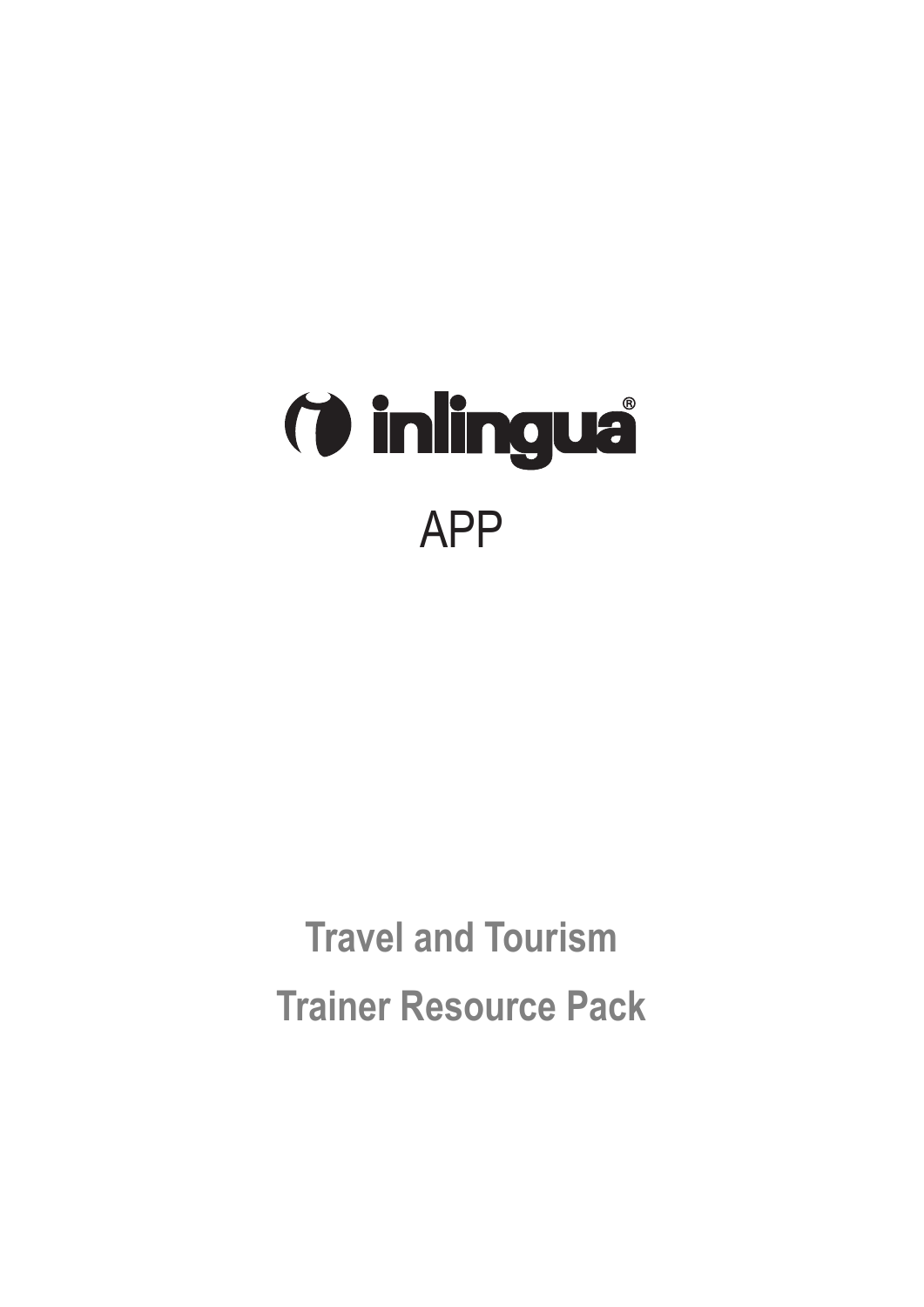# inlingua®

APP

## Travel and Tourism

## Trainer Resource Pack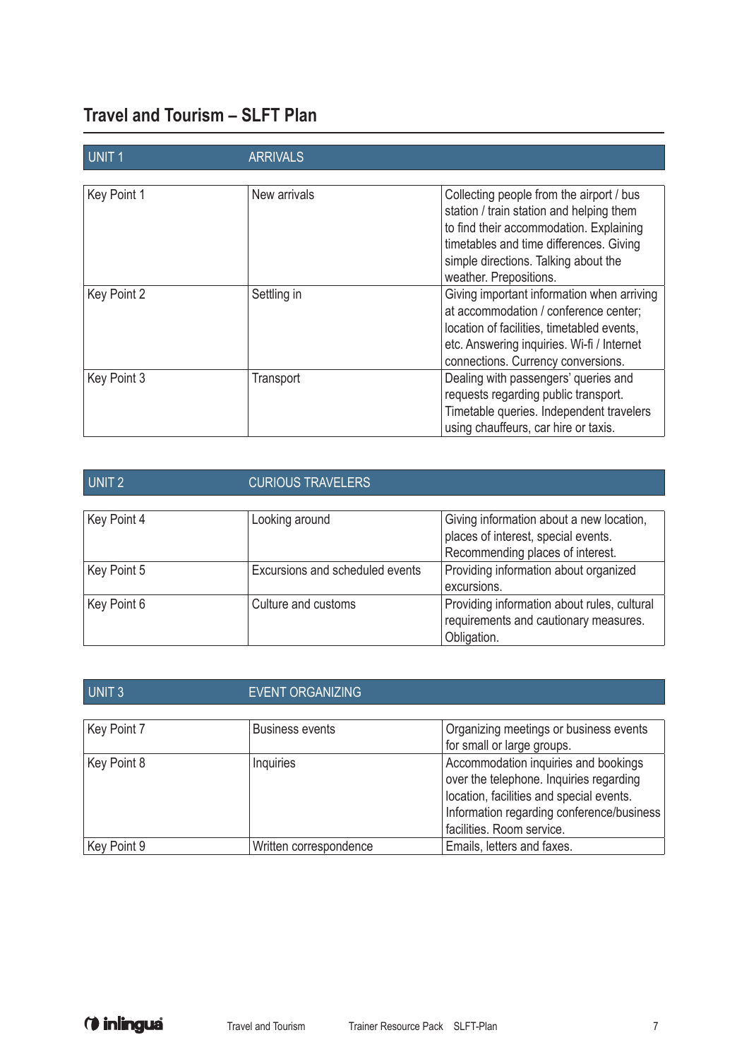## Travel and Tourism – SLFT Plan

| UNIT 1 | ARRIVALS | |
|---|---|---|
| Key Point 1 | New arrivals | Collecting people from the airport / bus station / train station and helping them to find their accommodation. Explaining timetables and time differences. Giving simple directions. Talking about the weather. Prepositions. |
| Key Point 2 | Settling in | Giving important information when arriving at accommodation / conference center; location of facilities, timetabled events, etc. Answering inquiries. Wi-fi / Internet connections. Currency conversions. |
| Key Point 3 | Transport | Dealing with passengers' queries and requests regarding public transport. Timetable queries. Independent travelers using chauffeurs, car hire or taxis. |

| UNIT 2 | CURIOUS TRAVELERS | |
|---|---|---|
| Key Point 4 | Looking around | Giving information about a new location, places of interest, special events. Recommending places of interest. |
| Key Point 5 | Excursions and scheduled events | Providing information about organized excursions. |
| Key Point 6 | Culture and customs | Providing information about rules, cultural requirements and cautionary measures. Obligation. |

| UNIT 3 | EVENT ORGANIZING | |
|---|---|---|
| Key Point 7 | Business events | Organizing meetings or business events for small or large groups. |
| Key Point 8 | Inquiries | Accommodation inquiries and bookings over the telephone. Inquiries regarding location, facilities and special events. Information regarding conference/business facilities. Room service. |
| Key Point 9 | Written correspondence | Emails, letters and faxes. |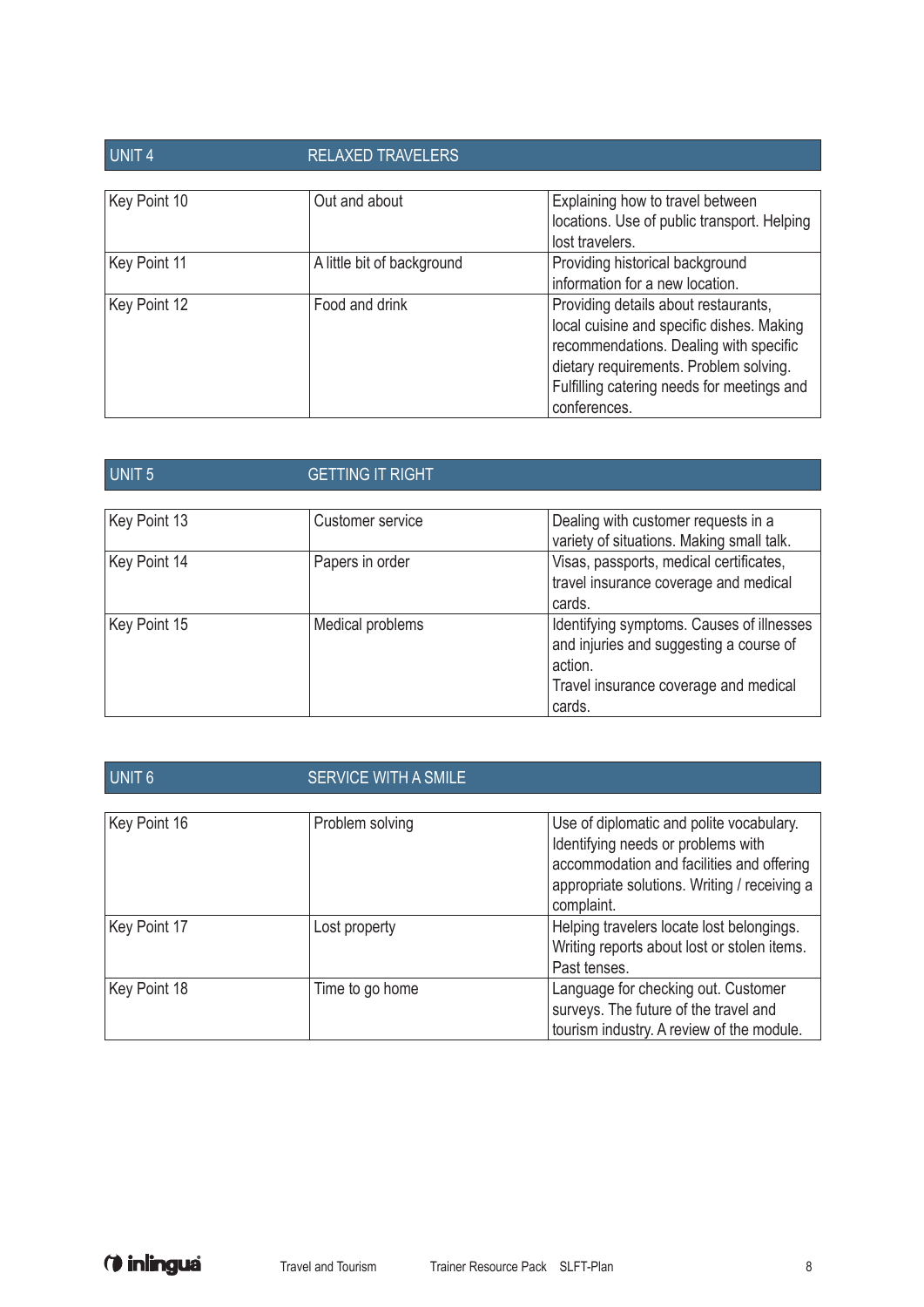| UNIT 4 | RELAXED TRAVELERS | |
|---|---|---|
| Key Point 10 | Out and about | Explaining how to travel between locations. Use of public transport. Helping lost travelers. |
| Key Point 11 | A little bit of background | Providing historical background information for a new location. |
| Key Point 12 | Food and drink | Providing details about restaurants, local cuisine and specific dishes. Making recommendations. Dealing with specific dietary requirements. Problem solving. Fulfilling catering needs for meetings and conferences. |

| UNIT 5 | GETTING IT RIGHT | |
|---|---|---|
| Key Point 13 | Customer service | Dealing with customer requests in a variety of situations. Making small talk. |
| Key Point 14 | Papers in order | Visas, passports, medical certificates, travel insurance coverage and medical cards. |
| Key Point 15 | Medical problems | Identifying symptoms. Causes of illnesses and injuries and suggesting a course of action.<br>Travel insurance coverage and medical cards. |

| UNIT 6 | SERVICE WITH A SMILE | |
|---|---|---|
| Key Point 16 | Problem solving | Use of diplomatic and polite vocabulary. Identifying needs or problems with accommodation and facilities and offering appropriate solutions. Writing / receiving a complaint. |
| Key Point 17 | Lost property | Helping travelers locate lost belongings. Writing reports about lost or stolen items. Past tenses. |
| Key Point 18 | Time to go home | Language for checking out. Customer surveys. The future of the travel and tourism industry. A review of the module. |